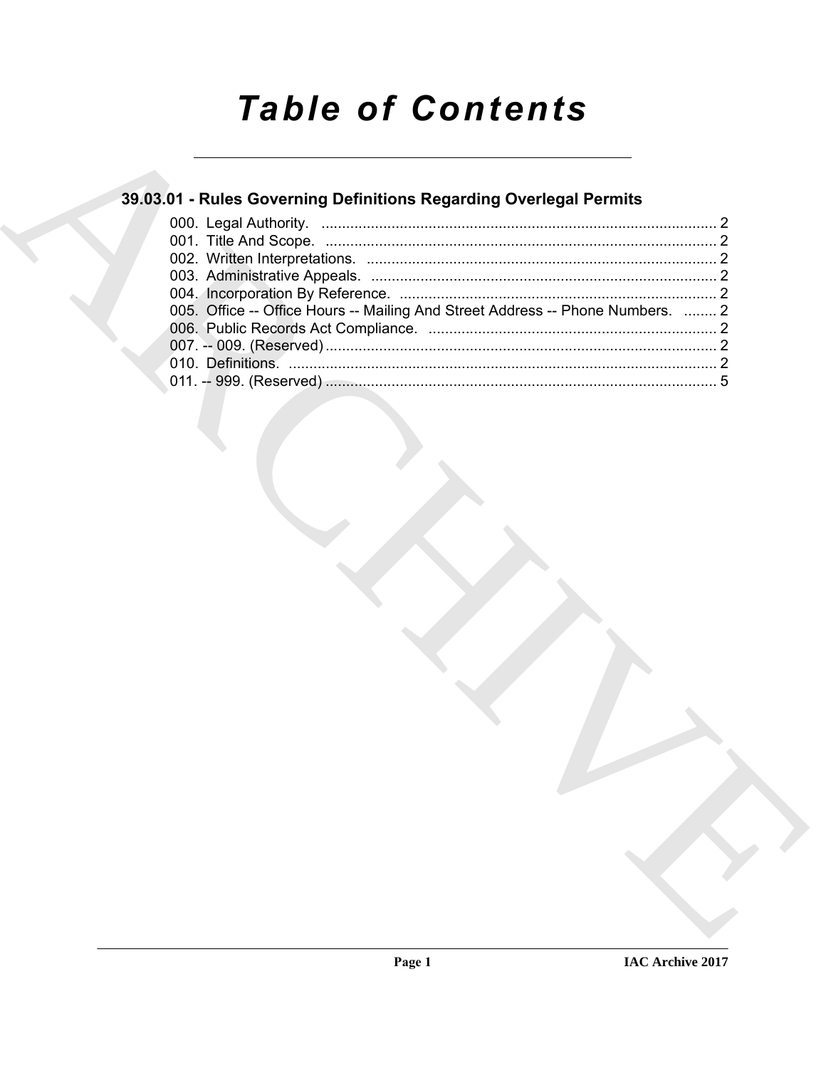# Table of Contents

## 39.03.01 - Rules Governing Definitions Regarding Overlegal Permits

000. Legal Authority. ........................................................................................ 2
001. Title And Scope. ........................................................................................ 2
002. Written Interpretations. ........................................................................................ 2
003. Administrative Appeals. ........................................................................................ 2
004. Incorporation By Reference. ........................................................................................ 2
005. Office -- Office Hours -- Mailing And Street Address -- Phone Numbers. ........ 2
006. Public Records Act Compliance. ........................................................................................ 2
007. -- 009. (Reserved) ........................................................................................ 2
010. Definitions. ........................................................................................ 2
011. -- 999. (Reserved) ........................................................................................ 5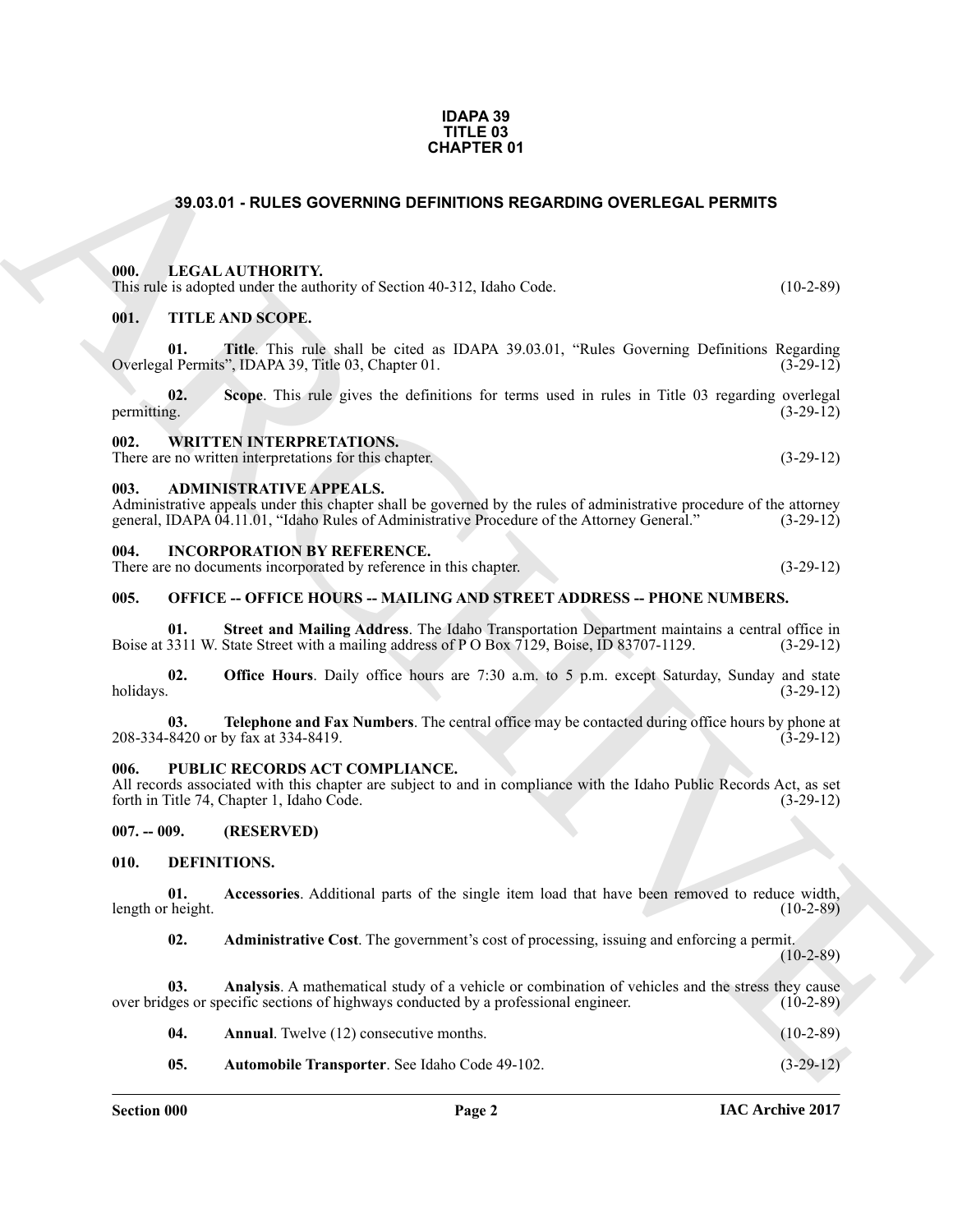**IDAPA 39**
**TITLE 03**
**CHAPTER 01**

## 39.03.01 - RULES GOVERNING DEFINITIONS REGARDING OVERLEGAL PERMITS

### 000. LEGAL AUTHORITY.

This rule is adopted under the authority of Section 40-312, Idaho Code. (10-2-89)

### 001. TITLE AND SCOPE.

**01. Title**. This rule shall be cited as IDAPA 39.03.01, "Rules Governing Definitions Regarding Overlegal Permits", IDAPA 39, Title 03, Chapter 01. (3-29-12)

**02. Scope**. This rule gives the definitions for terms used in rules in Title 03 regarding overlegal permitting. (3-29-12)

### 002. WRITTEN INTERPRETATIONS.

There are no written interpretations for this chapter. (3-29-12)

### 003. ADMINISTRATIVE APPEALS.

Administrative appeals under this chapter shall be governed by the rules of administrative procedure of the attorney general, IDAPA 04.11.01, "Idaho Rules of Administrative Procedure of the Attorney General." (3-29-12)

### 004. INCORPORATION BY REFERENCE.

There are no documents incorporated by reference in this chapter. (3-29-12)

### 005. OFFICE -- OFFICE HOURS -- MAILING AND STREET ADDRESS -- PHONE NUMBERS.

**01. Street and Mailing Address**. The Idaho Transportation Department maintains a central office in Boise at 3311 W. State Street with a mailing address of P O Box 7129, Boise, ID 83707-1129. (3-29-12)

**02. Office Hours**. Daily office hours are 7:30 a.m. to 5 p.m. except Saturday, Sunday and state holidays. (3-29-12)

**03. Telephone and Fax Numbers**. The central office may be contacted during office hours by phone at 208-334-8420 or by fax at 334-8419. (3-29-12)

### 006. PUBLIC RECORDS ACT COMPLIANCE.

All records associated with this chapter are subject to and in compliance with the Idaho Public Records Act, as set forth in Title 74, Chapter 1, Idaho Code. (3-29-12)

### 007. -- 009. (RESERVED)

### 010. DEFINITIONS.

**01. Accessories**. Additional parts of the single item load that have been removed to reduce width, length or height. (10-2-89)

**02. Administrative Cost**. The government's cost of processing, issuing and enforcing a permit. (10-2-89)

**03. Analysis**. A mathematical study of a vehicle or combination of vehicles and the stress they cause over bridges or specific sections of highways conducted by a professional engineer. (10-2-89)

**04. Annual**. Twelve (12) consecutive months. (10-2-89)

**05. Automobile Transporter**. See Idaho Code 49-102. (3-29-12)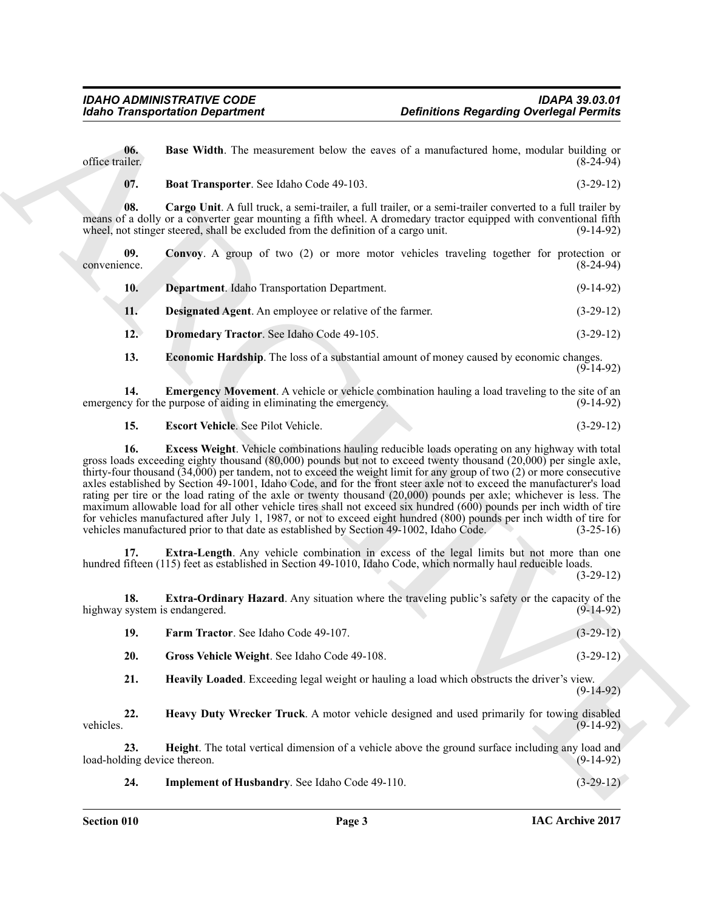**06. Base Width**. The measurement below the eaves of a manufactured home, modular building or office trailer. (8-24-94)

**07. Boat Transporter**. See Idaho Code 49-103. (3-29-12)

**08. Cargo Unit**. A full truck, a semi-trailer, a full trailer, or a semi-trailer converted to a full trailer by means of a dolly or a converter gear mounting a fifth wheel. A dromedary tractor equipped with conventional fifth wheel, not stinger steered, shall be excluded from the definition of a cargo unit. (9-14-92)

**09. Convoy**. A group of two (2) or more motor vehicles traveling together for protection or convenience. (8-24-94)

**10. Department**. Idaho Transportation Department. (9-14-92)

**11. Designated Agent**. An employee or relative of the farmer. (3-29-12)

**12. Dromedary Tractor**. See Idaho Code 49-105. (3-29-12)

**13. Economic Hardship**. The loss of a substantial amount of money caused by economic changes. (9-14-92)

**14. Emergency Movement**. A vehicle or vehicle combination hauling a load traveling to the site of an emergency for the purpose of aiding in eliminating the emergency. (9-14-92)

**15. Escort Vehicle**. See Pilot Vehicle. (3-29-12)

**16. Excess Weight**. Vehicle combinations hauling reducible loads operating on any highway with total gross loads exceeding eighty thousand (80,000) pounds but not to exceed twenty thousand (20,000) per single axle, thirty-four thousand (34,000) per tandem, not to exceed the weight limit for any group of two (2) or more consecutive axles established by Section 49-1001, Idaho Code, and for the front steer axle not to exceed the manufacturer's load rating per tire or the load rating of the axle or twenty thousand (20,000) pounds per axle; whichever is less. The maximum allowable load for all other vehicle tires shall not exceed six hundred (600) pounds per inch width of tire for vehicles manufactured after July 1, 1987, or not to exceed eight hundred (800) pounds per inch width of tire for vehicles manufactured prior to that date as established by Section 49-1002, Idaho Code. (3-25-16)

**17. Extra-Length**. Any vehicle combination in excess of the legal limits but not more than one hundred fifteen (115) feet as established in Section 49-1010, Idaho Code, which normally haul reducible loads. (3-29-12)

**18. Extra-Ordinary Hazard**. Any situation where the traveling public's safety or the capacity of the highway system is endangered. (9-14-92)

**19. Farm Tractor**. See Idaho Code 49-107. (3-29-12)

**20. Gross Vehicle Weight**. See Idaho Code 49-108. (3-29-12)

**21. Heavily Loaded**. Exceeding legal weight or hauling a load which obstructs the driver's view. (9-14-92)

**22. Heavy Duty Wrecker Truck**. A motor vehicle designed and used primarily for towing disabled vehicles. (9-14-92)

**23. Height**. The total vertical dimension of a vehicle above the ground surface including any load and load-holding device thereon. (9-14-92)

**24. Implement of Husbandry**. See Idaho Code 49-110. (3-29-12)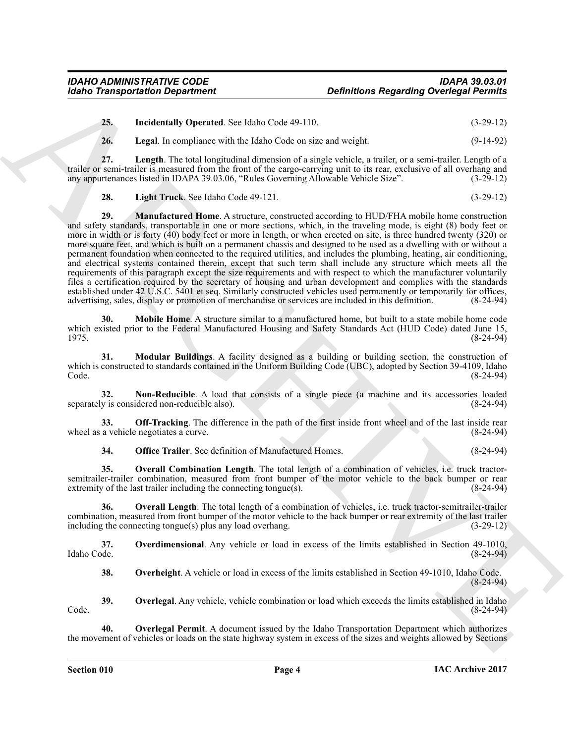**25. Incidentally Operated**. See Idaho Code 49-110. (3-29-12)

**26. Legal**. In compliance with the Idaho Code on size and weight. (9-14-92)

**27. Length**. The total longitudinal dimension of a single vehicle, a trailer, or a semi-trailer. Length of a trailer or semi-trailer is measured from the front of the cargo-carrying unit to its rear, exclusive of all overhang and any appurtenances listed in IDAPA 39.03.06, "Rules Governing Allowable Vehicle Size". (3-29-12)

**28. Light Truck**. See Idaho Code 49-121. (3-29-12)

**29. Manufactured Home**. A structure, constructed according to HUD/FHA mobile home construction and safety standards, transportable in one or more sections, which, in the traveling mode, is eight (8) body feet or more in width or is forty (40) body feet or more in length, or when erected on site, is three hundred twenty (320) or more square feet, and which is built on a permanent chassis and designed to be used as a dwelling with or without a permanent foundation when connected to the required utilities, and includes the plumbing, heating, air conditioning, and electrical systems contained therein, except that such term shall include any structure which meets all the requirements of this paragraph except the size requirements and with respect to which the manufacturer voluntarily files a certification required by the secretary of housing and urban development and complies with the standards established under 42 U.S.C. 5401 et seq. Similarly constructed vehicles used permanently or temporarily for offices, advertising, sales, display or promotion of merchandise or services are included in this definition. (8-24-94)

**30. Mobile Home**. A structure similar to a manufactured home, but built to a state mobile home code which existed prior to the Federal Manufactured Housing and Safety Standards Act (HUD Code) dated June 15, 1975. (8-24-94)

**31. Modular Buildings**. A facility designed as a building or building section, the construction of which is constructed to standards contained in the Uniform Building Code (UBC), adopted by Section 39-4109, Idaho Code. (8-24-94)

**32. Non-Reducible**. A load that consists of a single piece (a machine and its accessories loaded separately is considered non-reducible also). (8-24-94)

**33. Off-Tracking**. The difference in the path of the first inside front wheel and of the last inside rear wheel as a vehicle negotiates a curve. (8-24-94)

**34. Office Trailer**. See definition of Manufactured Homes. (8-24-94)

**35. Overall Combination Length**. The total length of a combination of vehicles, i.e. truck tractor-semitrailer-trailer combination, measured from front bumper of the motor vehicle to the back bumper or rear extremity of the last trailer including the connecting tongue(s). (8-24-94)

**36. Overall Length**. The total length of a combination of vehicles, i.e. truck tractor-semitrailer-trailer combination, measured from front bumper of the motor vehicle to the back bumper or rear extremity of the last trailer including the connecting tongue(s) plus any load overhang. (3-29-12)

**37. Overdimensional**. Any vehicle or load in excess of the limits established in Section 49-1010, Idaho Code. (8-24-94)

**38. Overheight**. A vehicle or load in excess of the limits established in Section 49-1010, Idaho Code. (8-24-94)

**39. Overlegal**. Any vehicle, vehicle combination or load which exceeds the limits established in Idaho Code. (8-24-94)

**40. Overlegal Permit**. A document issued by the Idaho Transportation Department which authorizes the movement of vehicles or loads on the state highway system in excess of the sizes and weights allowed by Sections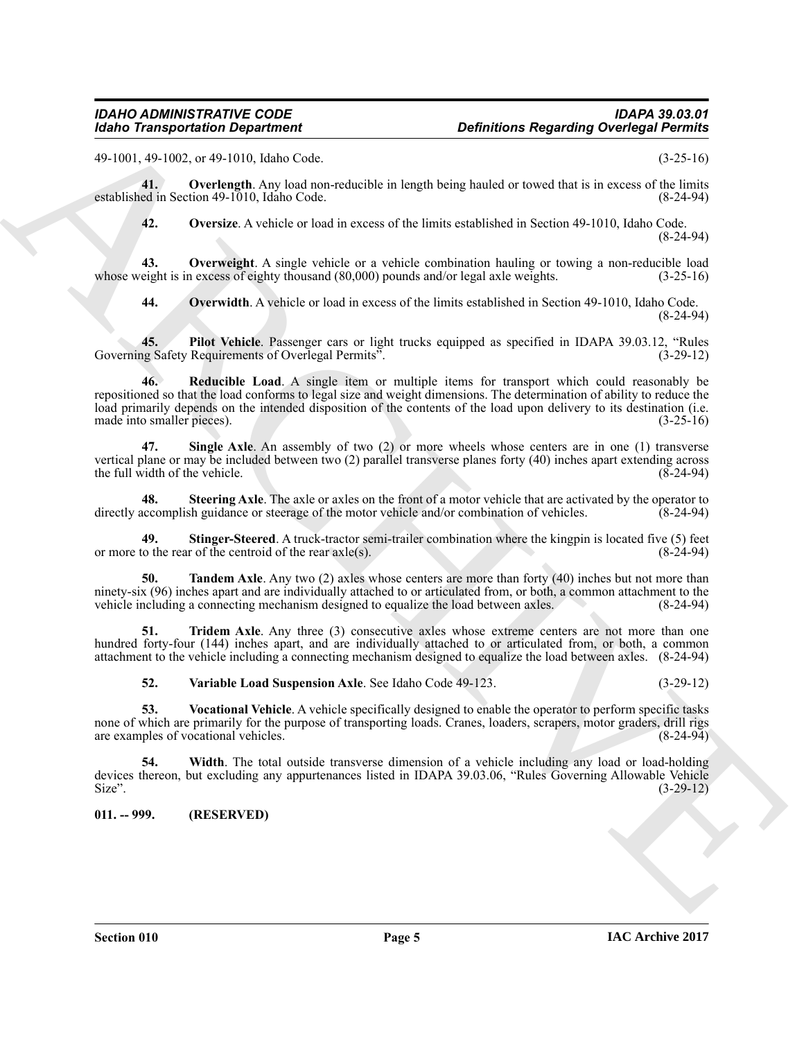49-1001, 49-1002, or 49-1010, Idaho Code. (3-25-16)

**41. Overlength**. Any load non-reducible in length being hauled or towed that is in excess of the limits established in Section 49-1010, Idaho Code. (8-24-94)

**42. Oversize**. A vehicle or load in excess of the limits established in Section 49-1010, Idaho Code. (8-24-94)

**43. Overweight**. A single vehicle or a vehicle combination hauling or towing a non-reducible load whose weight is in excess of eighty thousand (80,000) pounds and/or legal axle weights. (3-25-16)

**44. Overwidth**. A vehicle or load in excess of the limits established in Section 49-1010, Idaho Code. (8-24-94)

**45. Pilot Vehicle**. Passenger cars or light trucks equipped as specified in IDAPA 39.03.12, "Rules Governing Safety Requirements of Overlegal Permits". (3-29-12)

**46. Reducible Load**. A single item or multiple items for transport which could reasonably be repositioned so that the load conforms to legal size and weight dimensions. The determination of ability to reduce the load primarily depends on the intended disposition of the contents of the load upon delivery to its destination (i.e. made into smaller pieces). (3-25-16)

**47. Single Axle**. An assembly of two (2) or more wheels whose centers are in one (1) transverse vertical plane or may be included between two (2) parallel transverse planes forty (40) inches apart extending across the full width of the vehicle. (8-24-94)

**48. Steering Axle**. The axle or axles on the front of a motor vehicle that are activated by the operator to directly accomplish guidance or steerage of the motor vehicle and/or combination of vehicles. (8-24-94)

**49. Stinger-Steered**. A truck-tractor semi-trailer combination where the kingpin is located five (5) feet or more to the rear of the centroid of the rear axle(s). (8-24-94)

**50. Tandem Axle**. Any two (2) axles whose centers are more than forty (40) inches but not more than ninety-six (96) inches apart and are individually attached to or articulated from, or both, a common attachment to the vehicle including a connecting mechanism designed to equalize the load between axles. (8-24-94)

**51. Tridem Axle**. Any three (3) consecutive axles whose extreme centers are not more than one hundred forty-four (144) inches apart, and are individually attached to or articulated from, or both, a common attachment to the vehicle including a connecting mechanism designed to equalize the load between axles. (8-24-94)

**52. Variable Load Suspension Axle**. See Idaho Code 49-123. (3-29-12)

**53. Vocational Vehicle**. A vehicle specifically designed to enable the operator to perform specific tasks none of which are primarily for the purpose of transporting loads. Cranes, loaders, scrapers, motor graders, drill rigs are examples of vocational vehicles. (8-24-94)

**54. Width**. The total outside transverse dimension of a vehicle including any load or load-holding devices thereon, but excluding any appurtenances listed in IDAPA 39.03.06, "Rules Governing Allowable Vehicle Size". (3-29-12)

## 011. -- 999. (RESERVED)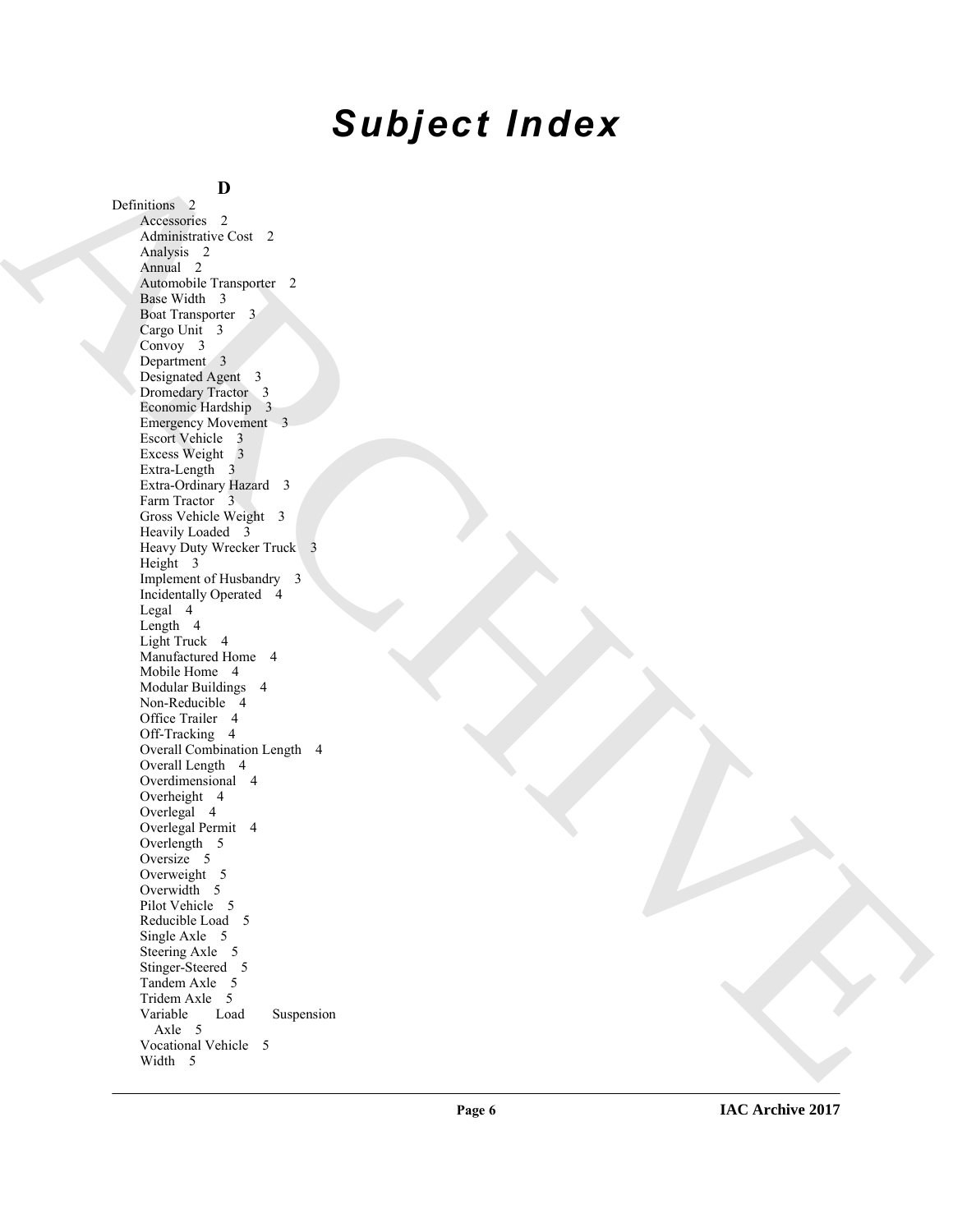# *Subject Index*

**D**

Definitions 2
- Accessories 2
- Administrative Cost 2
- Analysis 2
- Annual 2
- Automobile Transporter 2
- Base Width 3
- Boat Transporter 3
- Cargo Unit 3
- Convoy 3
- Department 3
- Designated Agent 3
- Dromedary Tractor 3
- Economic Hardship 3
- Emergency Movement 3
- Escort Vehicle 3
- Excess Weight 3
- Extra-Length 3
- Extra-Ordinary Hazard 3
- Farm Tractor 3
- Gross Vehicle Weight 3
- Heavily Loaded 3
- Heavy Duty Wrecker Truck 3
- Height 3
- Implement of Husbandry 3
- Incidentally Operated 4
- Legal 4
- Length 4
- Light Truck 4
- Manufactured Home 4
- Mobile Home 4
- Modular Buildings 4
- Non-Reducible 4
- Office Trailer 4
- Off-Tracking 4
- Overall Combination Length 4
- Overall Length 4
- Overdimensional 4
- Overheight 4
- Overlegal 4
- Overlegal Permit 4
- Overlength 5
- Oversize 5
- Overweight 5
- Overwidth 5
- Pilot Vehicle 5
- Reducible Load 5
- Single Axle 5
- Steering Axle 5
- Stinger-Steered 5
- Tandem Axle 5
- Tridem Axle 5
- Variable Load Suspension Axle 5
- Vocational Vehicle 5
- Width 5